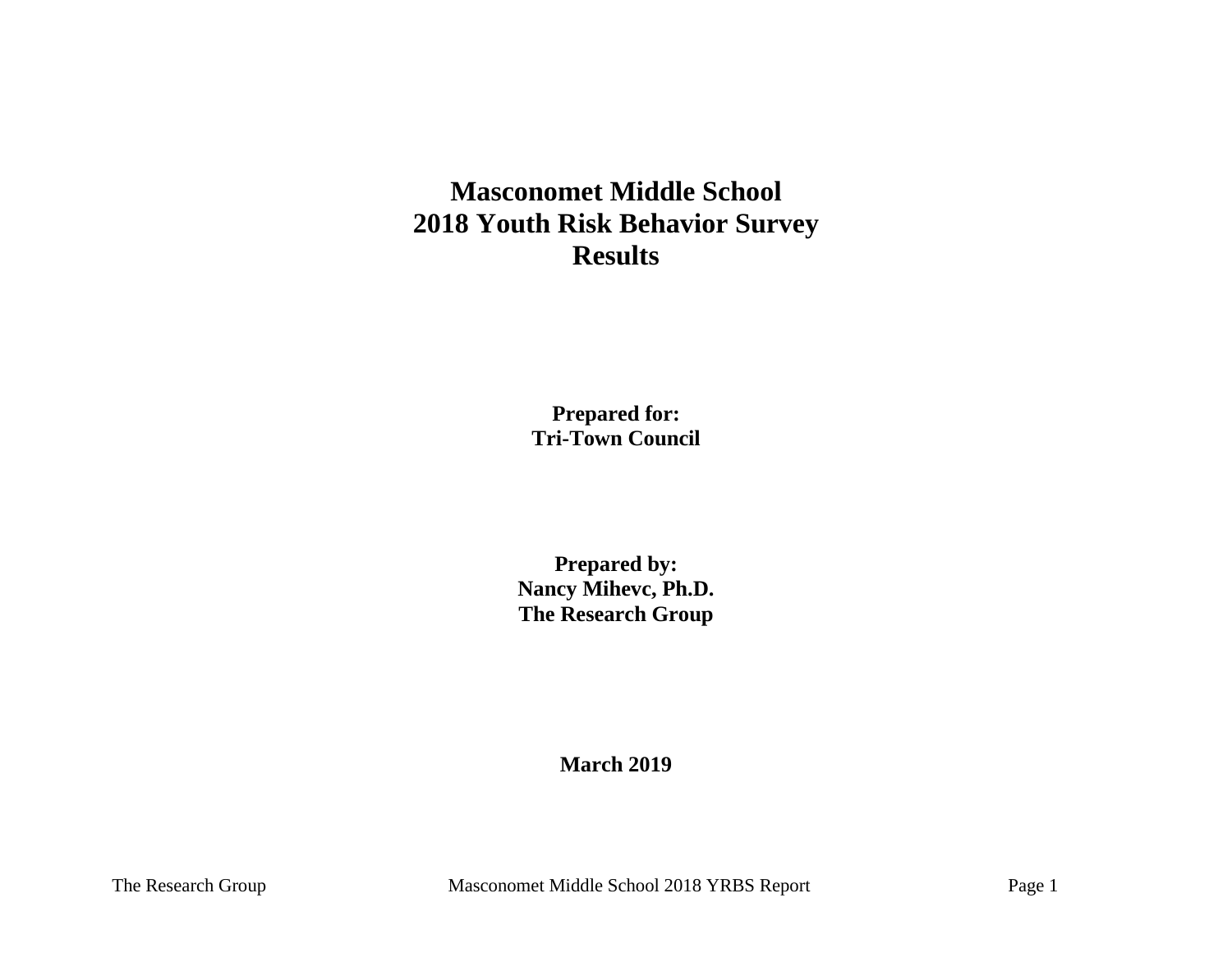# Masconomet Middle School
# 2018 Youth Risk Behavior Survey
# Results

**Prepared for:**
**Tri-Town Council**

**Prepared by:**
**Nancy Mihevc, Ph.D.**
**The Research Group**

**March 2019**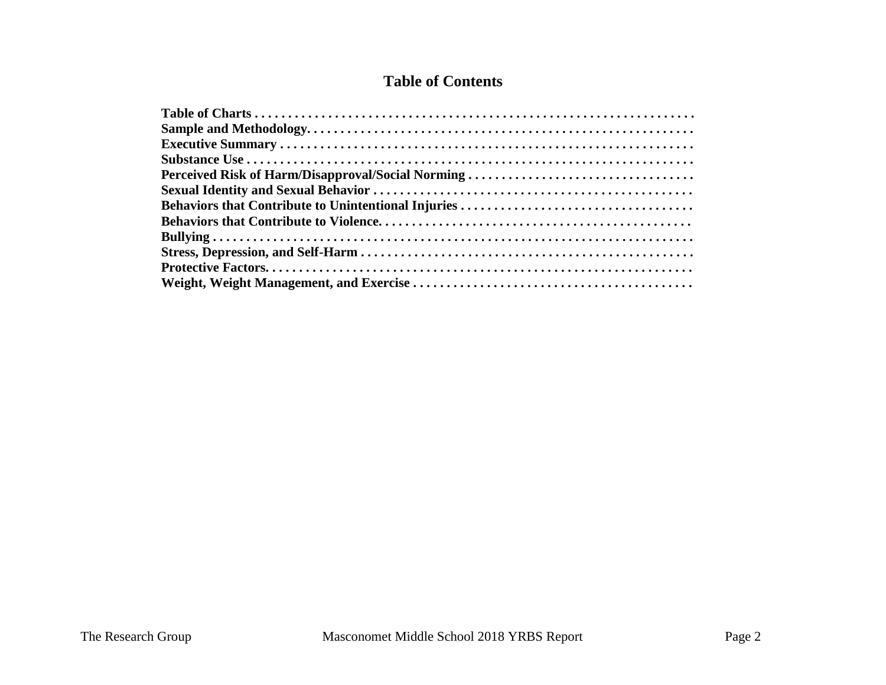# Table of Contents

**Table of Charts . . . . . . . . . . . . . . . . . . . . . . . . . . . . . . . . . . . . . . . . . . . . . . . . . . . . . . . . . . . . . . . .**
**Sample and Methodology. . . . . . . . . . . . . . . . . . . . . . . . . . . . . . . . . . . . . . . . . . . . . . . . . . . . . . . . .**
**Executive Summary . . . . . . . . . . . . . . . . . . . . . . . . . . . . . . . . . . . . . . . . . . . . . . . . . . . . . . . . . . . .**
**Substance Use . . . . . . . . . . . . . . . . . . . . . . . . . . . . . . . . . . . . . . . . . . . . . . . . . . . . . . . . . . . . . . . . .**
**Perceived Risk of Harm/Disapproval/Social Norming . . . . . . . . . . . . . . . . . . . . . . . . . . . . . . . . .**
**Sexual Identity and Sexual Behavior . . . . . . . . . . . . . . . . . . . . . . . . . . . . . . . . . . . . . . . . . . . . . . .**
**Behaviors that Contribute to Unintentional Injuries . . . . . . . . . . . . . . . . . . . . . . . . . . . . . . . . . .**
**Behaviors that Contribute to Violence. . . . . . . . . . . . . . . . . . . . . . . . . . . . . . . . . . . . . . . . . . . . . .**
**Bullying . . . . . . . . . . . . . . . . . . . . . . . . . . . . . . . . . . . . . . . . . . . . . . . . . . . . . . . . . . . . . . . . . . . . . . .**
**Stress, Depression, and Self-Harm . . . . . . . . . . . . . . . . . . . . . . . . . . . . . . . . . . . . . . . . . . . . . . . . .**
**Protective Factors. . . . . . . . . . . . . . . . . . . . . . . . . . . . . . . . . . . . . . . . . . . . . . . . . . . . . . . . . . . . . . .**
**Weight, Weight Management, and Exercise . . . . . . . . . . . . . . . . . . . . . . . . . . . . . . . . . . . . . . . . .**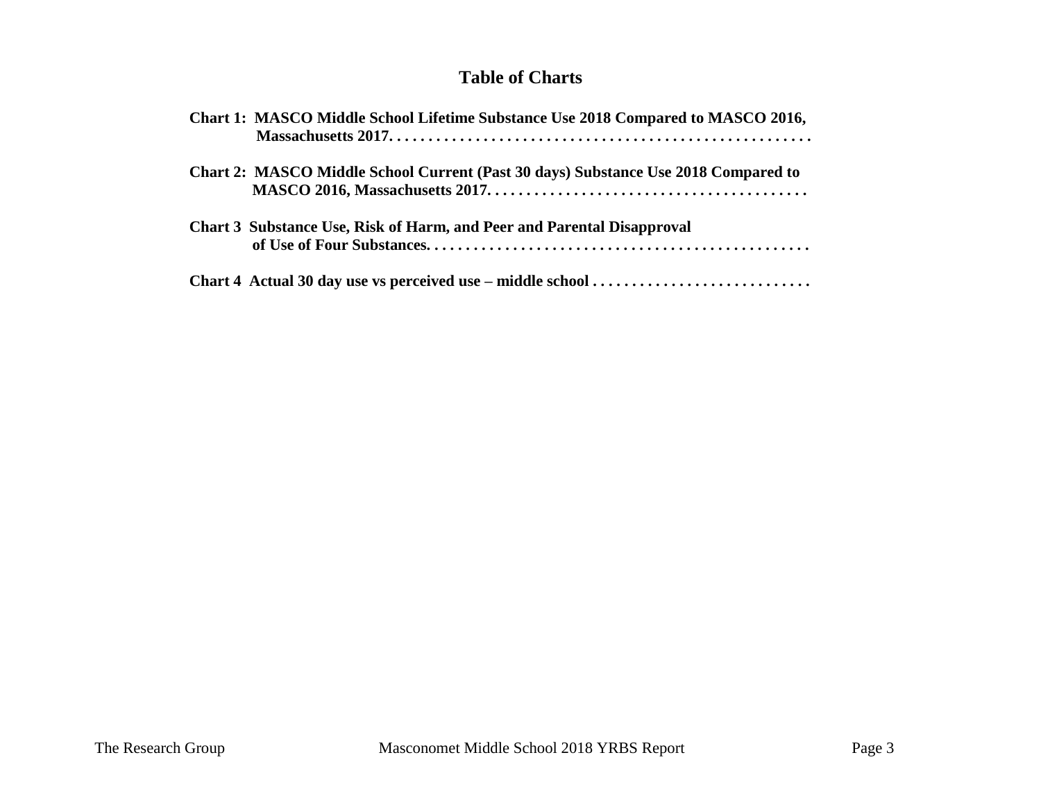# Table of Charts

**Chart 1: MASCO Middle School Lifetime Substance Use 2018 Compared to MASCO 2016, Massachusetts 2017. . . . . . . . . . . . . . . . . . . . . . . . . . . . . . . . . . . . . . . . . . . . . . . . . . . .**

**Chart 2: MASCO Middle School Current (Past 30 days) Substance Use 2018 Compared to MASCO 2016, Massachusetts 2017. . . . . . . . . . . . . . . . . . . . . . . . . . . . . . . . . . . . . . . .**

**Chart 3 Substance Use, Risk of Harm, and Peer and Parental Disapproval of Use of Four Substances. . . . . . . . . . . . . . . . . . . . . . . . . . . . . . . . . . . . . . . . . . . . . . . .**

**Chart 4 Actual 30 day use vs perceived use – middle school . . . . . . . . . . . . . . . . . . . . . . . . . . . .**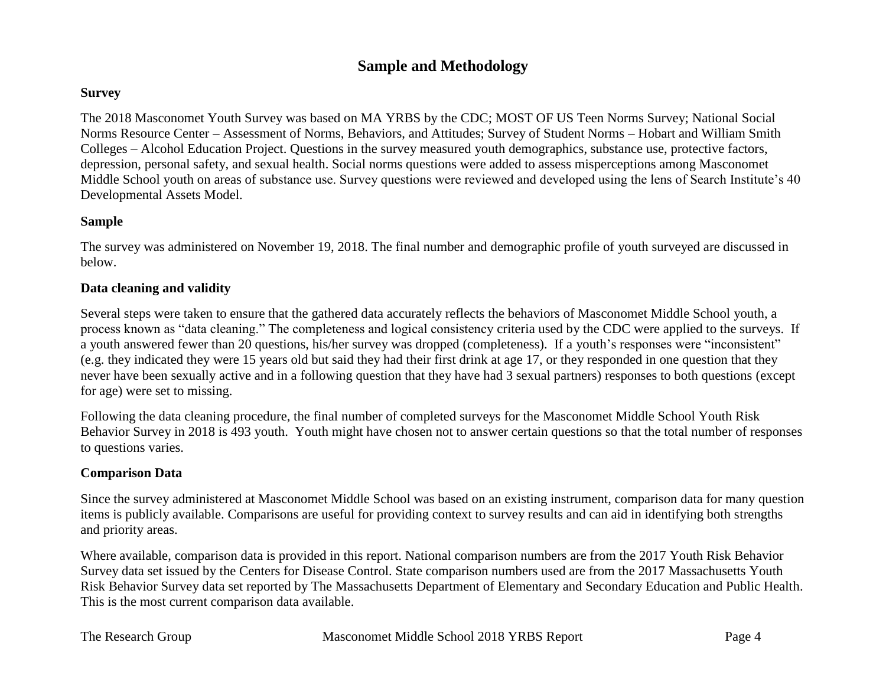## Sample and Methodology

**Survey**

The 2018 Masconomet Youth Survey was based on MA YRBS by the CDC; MOST OF US Teen Norms Survey; National Social Norms Resource Center – Assessment of Norms, Behaviors, and Attitudes; Survey of Student Norms – Hobart and William Smith Colleges – Alcohol Education Project. Questions in the survey measured youth demographics, substance use, protective factors, depression, personal safety, and sexual health. Social norms questions were added to assess misperceptions among Masconomet Middle School youth on areas of substance use. Survey questions were reviewed and developed using the lens of Search Institute's 40 Developmental Assets Model.

**Sample**

The survey was administered on November 19, 2018. The final number and demographic profile of youth surveyed are discussed in below.

**Data cleaning and validity**

Several steps were taken to ensure that the gathered data accurately reflects the behaviors of Masconomet Middle School youth, a process known as "data cleaning." The completeness and logical consistency criteria used by the CDC were applied to the surveys. If a youth answered fewer than 20 questions, his/her survey was dropped (completeness). If a youth's responses were "inconsistent" (e.g. they indicated they were 15 years old but said they had their first drink at age 17, or they responded in one question that they never have been sexually active and in a following question that they have had 3 sexual partners) responses to both questions (except for age) were set to missing.

Following the data cleaning procedure, the final number of completed surveys for the Masconomet Middle School Youth Risk Behavior Survey in 2018 is 493 youth. Youth might have chosen not to answer certain questions so that the total number of responses to questions varies.

**Comparison Data**

Since the survey administered at Masconomet Middle School was based on an existing instrument, comparison data for many question items is publicly available. Comparisons are useful for providing context to survey results and can aid in identifying both strengths and priority areas.

Where available, comparison data is provided in this report. National comparison numbers are from the 2017 Youth Risk Behavior Survey data set issued by the Centers for Disease Control. State comparison numbers used are from the 2017 Massachusetts Youth Risk Behavior Survey data set reported by The Massachusetts Department of Elementary and Secondary Education and Public Health. This is the most current comparison data available.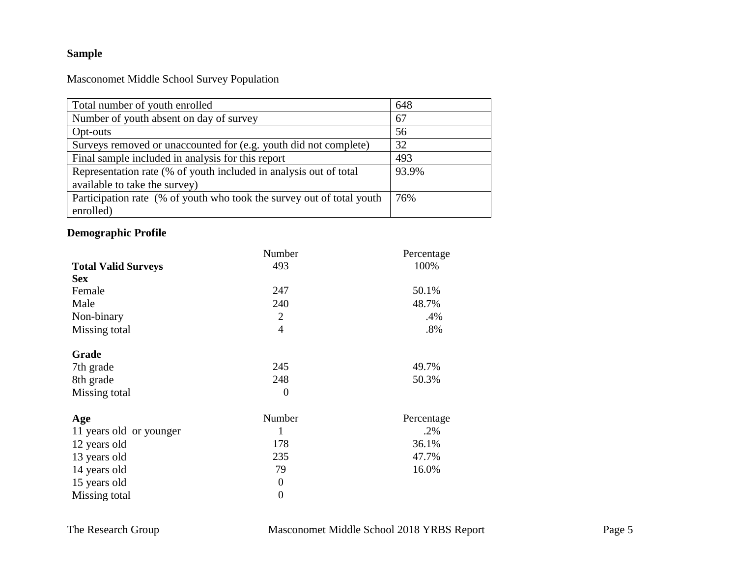**Sample**

Masconomet Middle School Survey Population

| Total number of youth enrolled | 648 |
|---|---|
| Number of youth absent on day of survey | 67 |
| Opt-outs | 56 |
| Surveys removed or unaccounted for (e.g. youth did not complete) | 32 |
| Final sample included in analysis for this report | 493 |
| Representation rate (% of youth included in analysis out of total available to take the survey) | 93.9% |
| Participation rate (% of youth who took the survey out of total youth enrolled) | 76% |

**Demographic Profile**

| | Number | Percentage |
|---|---|---|
| **Total Valid Surveys** | 493 | 100% |
| **Sex** | | |
| Female | 247 | 50.1% |
| Male | 240 | 48.7% |
| Non-binary | 2 | .4% |
| Missing total | 4 | .8% |
| | | |
| **Grade** | | |
| 7th grade | 245 | 49.7% |
| 8th grade | 248 | 50.3% |
| Missing total | 0 | |
| | | |
| **Age** | Number | Percentage |
| 11 years old or younger | 1 | .2% |
| 12 years old | 178 | 36.1% |
| 13 years old | 235 | 47.7% |
| 14 years old | 79 | 16.0% |
| 15 years old | 0 | |
| Missing total | 0 | |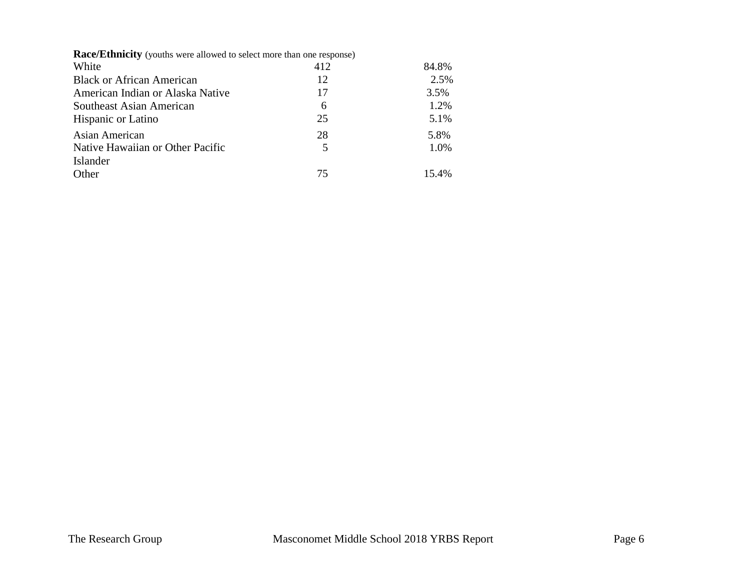**Race/Ethnicity** (youths were allowed to select more than one response)

| Race/Ethnicity | N | % |
|---|---|---|
| White | 412 | 84.8% |
| Black or African American | 12 | 2.5% |
| American Indian or Alaska Native | 17 | 3.5% |
| Southeast Asian American | 6 | 1.2% |
| Hispanic or Latino | 25 | 5.1% |
| Asian American | 28 | 5.8% |
| Native Hawaiian or Other Pacific Islander | 5 | 1.0% |
| Other | 75 | 15.4% |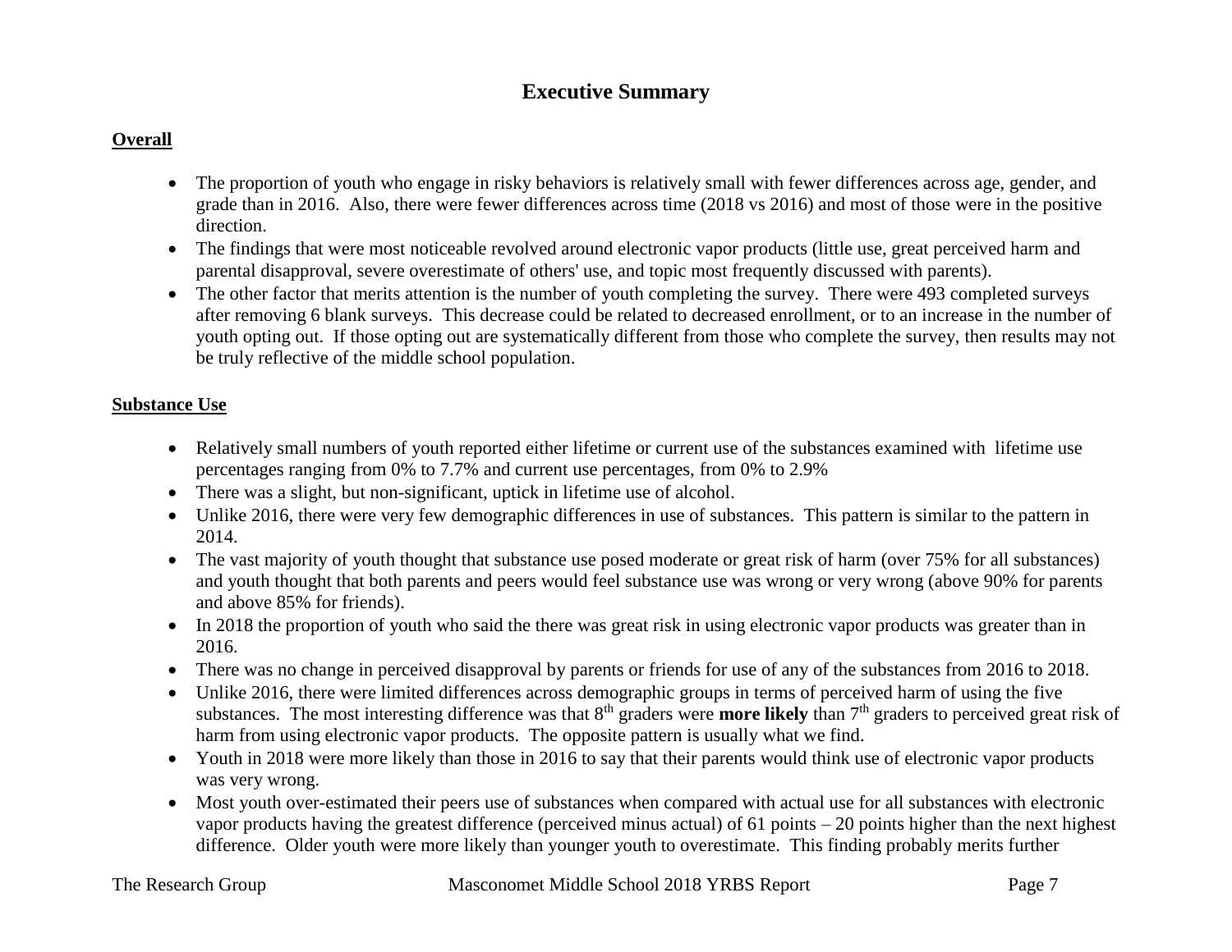# Executive Summary

**Overall**

- The proportion of youth who engage in risky behaviors is relatively small with fewer differences across age, gender, and grade than in 2016. Also, there were fewer differences across time (2018 vs 2016) and most of those were in the positive direction.
- The findings that were most noticeable revolved around electronic vapor products (little use, great perceived harm and parental disapproval, severe overestimate of others' use, and topic most frequently discussed with parents).
- The other factor that merits attention is the number of youth completing the survey. There were 493 completed surveys after removing 6 blank surveys. This decrease could be related to decreased enrollment, or to an increase in the number of youth opting out. If those opting out are systematically different from those who complete the survey, then results may not be truly reflective of the middle school population.

**Substance Use**

- Relatively small numbers of youth reported either lifetime or current use of the substances examined with lifetime use percentages ranging from 0% to 7.7% and current use percentages, from 0% to 2.9%
- There was a slight, but non-significant, uptick in lifetime use of alcohol.
- Unlike 2016, there were very few demographic differences in use of substances. This pattern is similar to the pattern in 2014.
- The vast majority of youth thought that substance use posed moderate or great risk of harm (over 75% for all substances) and youth thought that both parents and peers would feel substance use was wrong or very wrong (above 90% for parents and above 85% for friends).
- In 2018 the proportion of youth who said the there was great risk in using electronic vapor products was greater than in 2016.
- There was no change in perceived disapproval by parents or friends for use of any of the substances from 2016 to 2018.
- Unlike 2016, there were limited differences across demographic groups in terms of perceived harm of using the five substances. The most interesting difference was that 8th graders were **more likely** than 7th graders to perceived great risk of harm from using electronic vapor products. The opposite pattern is usually what we find.
- Youth in 2018 were more likely than those in 2016 to say that their parents would think use of electronic vapor products was very wrong.
- Most youth over-estimated their peers use of substances when compared with actual use for all substances with electronic vapor products having the greatest difference (perceived minus actual) of 61 points – 20 points higher than the next highest difference. Older youth were more likely than younger youth to overestimate. This finding probably merits further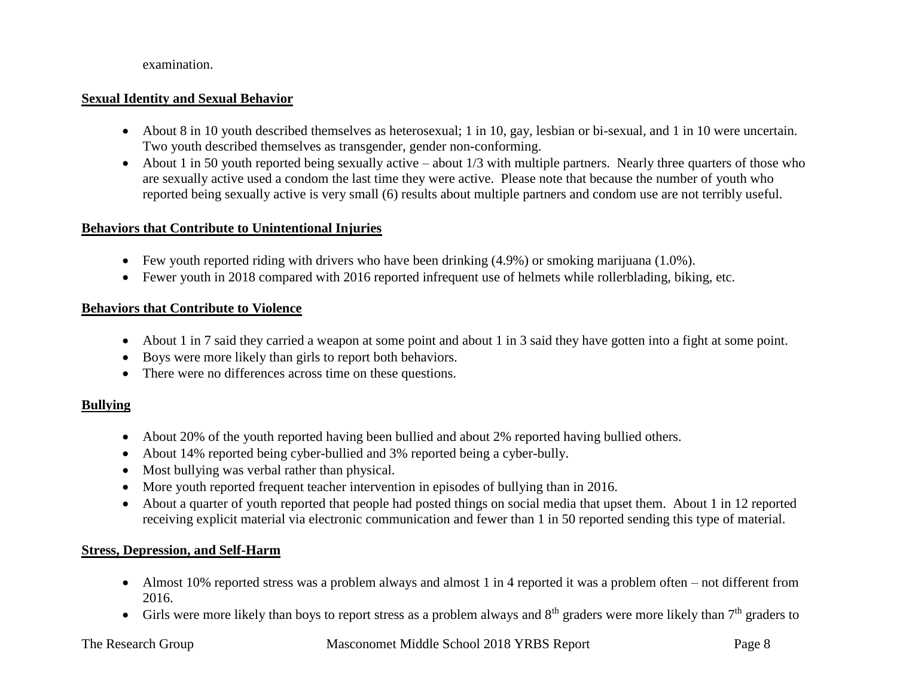examination.

**Sexual Identity and Sexual Behavior**

- About 8 in 10 youth described themselves as heterosexual; 1 in 10, gay, lesbian or bi-sexual, and 1 in 10 were uncertain. Two youth described themselves as transgender, gender non-conforming.
- About 1 in 50 youth reported being sexually active – about 1/3 with multiple partners. Nearly three quarters of those who are sexually active used a condom the last time they were active. Please note that because the number of youth who reported being sexually active is very small (6) results about multiple partners and condom use are not terribly useful.

**Behaviors that Contribute to Unintentional Injuries**

- Few youth reported riding with drivers who have been drinking (4.9%) or smoking marijuana (1.0%).
- Fewer youth in 2018 compared with 2016 reported infrequent use of helmets while rollerblading, biking, etc.

**Behaviors that Contribute to Violence**

- About 1 in 7 said they carried a weapon at some point and about 1 in 3 said they have gotten into a fight at some point.
- Boys were more likely than girls to report both behaviors.
- There were no differences across time on these questions.

**Bullying**

- About 20% of the youth reported having been bullied and about 2% reported having bullied others.
- About 14% reported being cyber-bullied and 3% reported being a cyber-bully.
- Most bullying was verbal rather than physical.
- More youth reported frequent teacher intervention in episodes of bullying than in 2016.
- About a quarter of youth reported that people had posted things on social media that upset them. About 1 in 12 reported receiving explicit material via electronic communication and fewer than 1 in 50 reported sending this type of material.

**Stress, Depression, and Self-Harm**

- Almost 10% reported stress was a problem always and almost 1 in 4 reported it was a problem often – not different from 2016.
- Girls were more likely than boys to report stress as a problem always and 8th graders were more likely than 7th graders to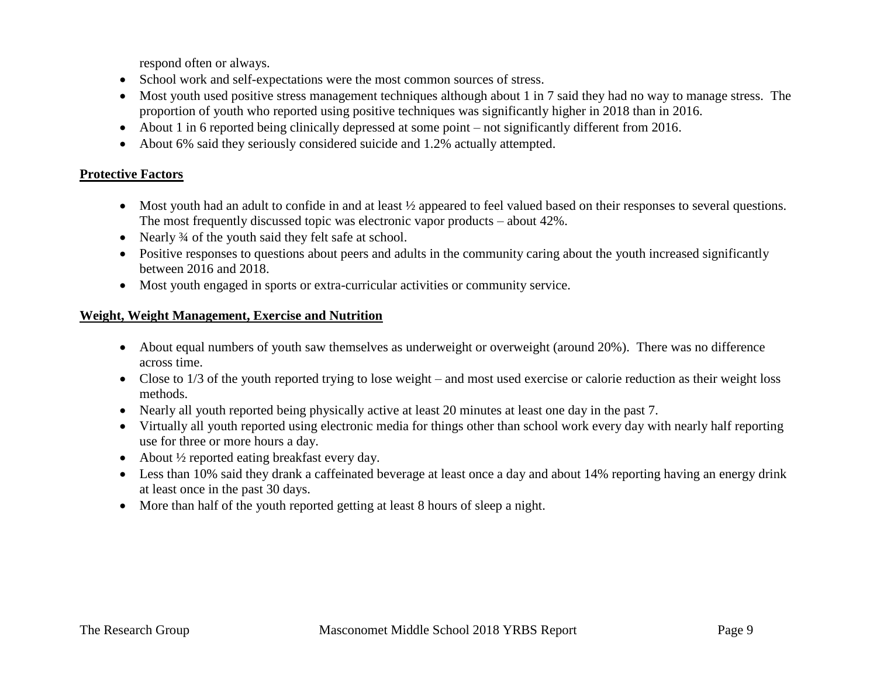respond often or always.

- School work and self-expectations were the most common sources of stress.
- Most youth used positive stress management techniques although about 1 in 7 said they had no way to manage stress. The proportion of youth who reported using positive techniques was significantly higher in 2018 than in 2016.
- About 1 in 6 reported being clinically depressed at some point – not significantly different from 2016.
- About 6% said they seriously considered suicide and 1.2% actually attempted.

**Protective Factors**

- Most youth had an adult to confide in and at least ½ appeared to feel valued based on their responses to several questions. The most frequently discussed topic was electronic vapor products – about 42%.
- Nearly ¾ of the youth said they felt safe at school.
- Positive responses to questions about peers and adults in the community caring about the youth increased significantly between 2016 and 2018.
- Most youth engaged in sports or extra-curricular activities or community service.

**Weight, Weight Management, Exercise and Nutrition**

- About equal numbers of youth saw themselves as underweight or overweight (around 20%). There was no difference across time.
- Close to 1/3 of the youth reported trying to lose weight – and most used exercise or calorie reduction as their weight loss methods.
- Nearly all youth reported being physically active at least 20 minutes at least one day in the past 7.
- Virtually all youth reported using electronic media for things other than school work every day with nearly half reporting use for three or more hours a day.
- About ½ reported eating breakfast every day.
- Less than 10% said they drank a caffeinated beverage at least once a day and about 14% reporting having an energy drink at least once in the past 30 days.
- More than half of the youth reported getting at least 8 hours of sleep a night.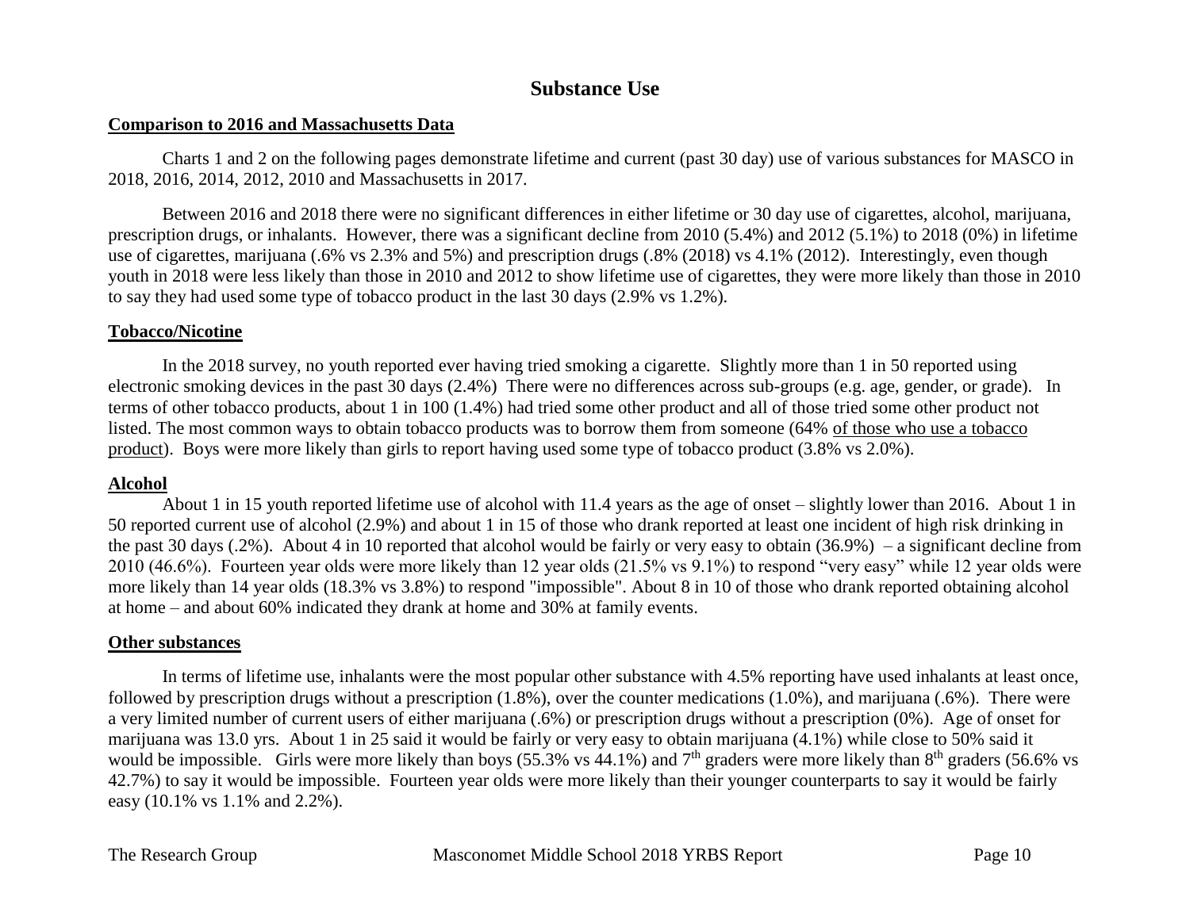# Substance Use

**Comparison to 2016 and Massachusetts Data**

Charts 1 and 2 on the following pages demonstrate lifetime and current (past 30 day) use of various substances for MASCO in 2018, 2016, 2014, 2012, 2010 and Massachusetts in 2017.

Between 2016 and 2018 there were no significant differences in either lifetime or 30 day use of cigarettes, alcohol, marijuana, prescription drugs, or inhalants. However, there was a significant decline from 2010 (5.4%) and 2012 (5.1%) to 2018 (0%) in lifetime use of cigarettes, marijuana (.6% vs 2.3% and 5%) and prescription drugs (.8% (2018) vs 4.1% (2012). Interestingly, even though youth in 2018 were less likely than those in 2010 and 2012 to show lifetime use of cigarettes, they were more likely than those in 2010 to say they had used some type of tobacco product in the last 30 days (2.9% vs 1.2%).

**Tobacco/Nicotine**

In the 2018 survey, no youth reported ever having tried smoking a cigarette. Slightly more than 1 in 50 reported using electronic smoking devices in the past 30 days (2.4%) There were no differences across sub-groups (e.g. age, gender, or grade). In terms of other tobacco products, about 1 in 100 (1.4%) had tried some other product and all of those tried some other product not listed. The most common ways to obtain tobacco products was to borrow them from someone (64% of those who use a tobacco product). Boys were more likely than girls to report having used some type of tobacco product (3.8% vs 2.0%).

**Alcohol**

About 1 in 15 youth reported lifetime use of alcohol with 11.4 years as the age of onset – slightly lower than 2016. About 1 in 50 reported current use of alcohol (2.9%) and about 1 in 15 of those who drank reported at least one incident of high risk drinking in the past 30 days (.2%). About 4 in 10 reported that alcohol would be fairly or very easy to obtain (36.9%) – a significant decline from 2010 (46.6%). Fourteen year olds were more likely than 12 year olds (21.5% vs 9.1%) to respond "very easy" while 12 year olds were more likely than 14 year olds (18.3% vs 3.8%) to respond "impossible". About 8 in 10 of those who drank reported obtaining alcohol at home – and about 60% indicated they drank at home and 30% at family events.

**Other substances**

In terms of lifetime use, inhalants were the most popular other substance with 4.5% reporting have used inhalants at least once, followed by prescription drugs without a prescription (1.8%), over the counter medications (1.0%), and marijuana (.6%). There were a very limited number of current users of either marijuana (.6%) or prescription drugs without a prescription (0%). Age of onset for marijuana was 13.0 yrs. About 1 in 25 said it would be fairly or very easy to obtain marijuana (4.1%) while close to 50% said it would be impossible. Girls were more likely than boys (55.3% vs 44.1%) and 7th graders were more likely than 8th graders (56.6% vs 42.7%) to say it would be impossible. Fourteen year olds were more likely than their younger counterparts to say it would be fairly easy (10.1% vs 1.1% and 2.2%).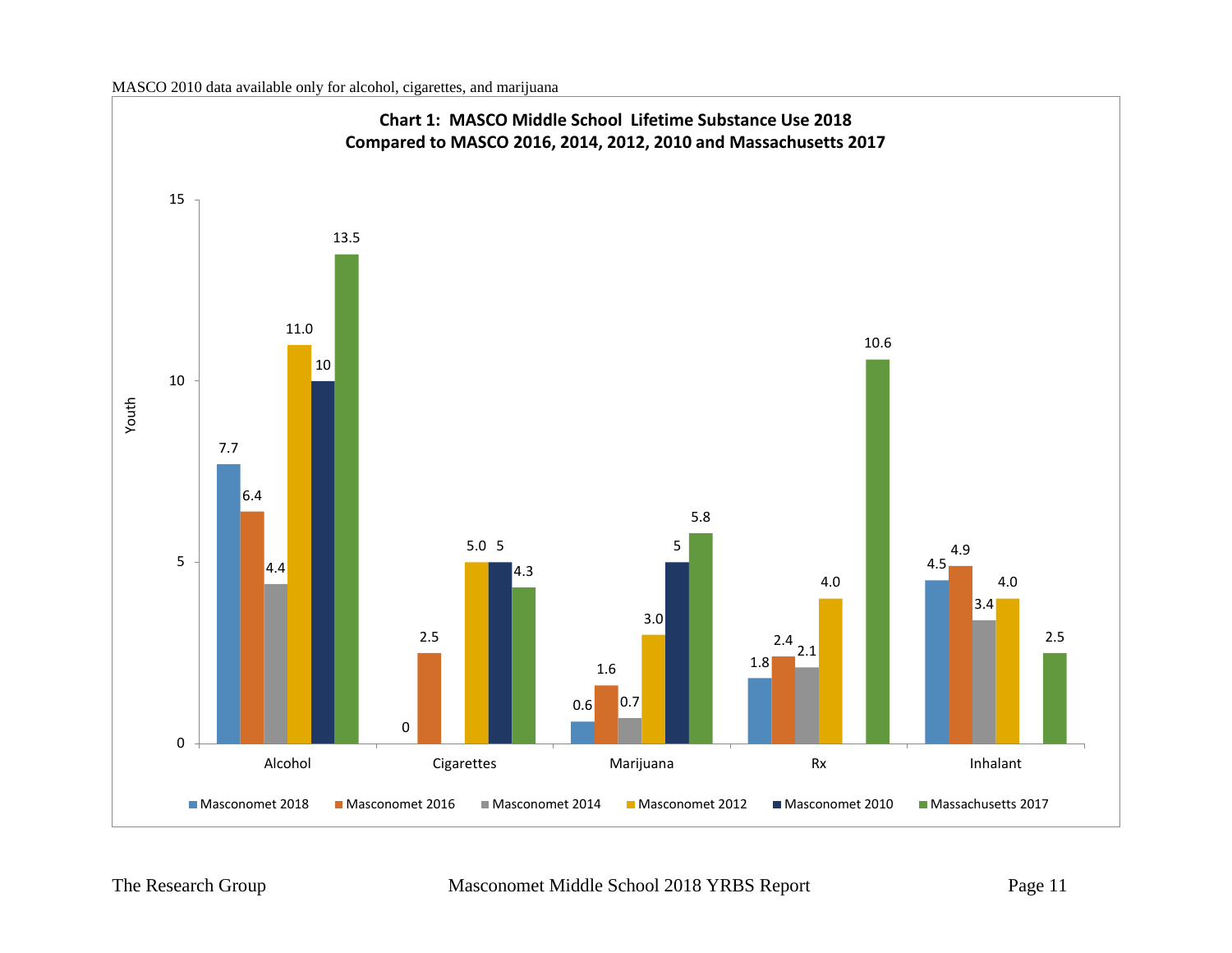MASCO 2010 data available only for alcohol, cigarettes, and marijuana

**Chart 1: MASCO Middle School Lifetime Substance Use 2018 Compared to MASCO 2016, 2014, 2012, 2010 and Massachusetts 2017**

| Substance | Masconomet 2018 | Masconomet 2016 | Masconomet 2014 | Masconomet 2012 | Masconomet 2010 | Massachusetts 2017 |
|---|---|---|---|---|---|---|
| Alcohol | 7.7 | 6.4 | 4.4 | 11.0 | 10 | 13.5 |
| Cigarettes | 0 | 2.5 | | 5.0 | 5 | 4.3 |
| Marijuana | 0.6 | 1.6 | 0.7 | 3.0 | 5 | 5.8 |
| Rx | 1.8 | 2.4 | 2.1 | 4.0 | | 10.6 |
| Inhalant | 4.5 | 4.9 | 3.4 | 4.0 | | 2.5 |

Y-axis: Youth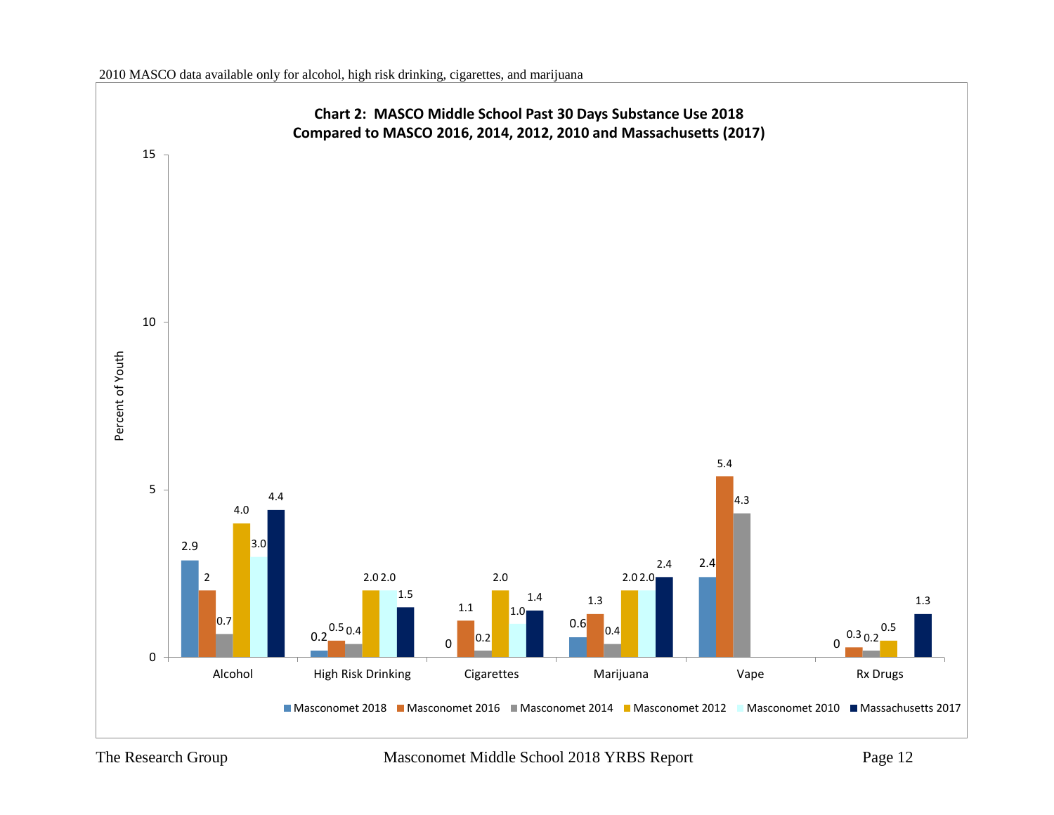2010 MASCO data available only for alcohol, high risk drinking, cigarettes, and marijuana

**Chart 2: MASCO Middle School Past 30 Days Substance Use 2018 Compared to MASCO 2016, 2014, 2012, 2010 and Massachusetts (2017)**

| | Masconomet 2018 | Masconomet 2016 | Masconomet 2014 | Masconomet 2012 | Masconomet 2010 | Massachusetts 2017 |
|---|---|---|---|---|---|---|
| Alcohol | 2.9 | 2 | 0.7 | 4.0 | 3.0 | 4.4 |
| High Risk Drinking | 0.2 | 0.5 | 0.4 | 2.0 | 2.0 | 1.5 |
| Cigarettes | 0 | 1.1 | 0.2 | 2.0 | 1.0 | 1.4 |
| Marijuana | 0.6 | 1.3 | 0.4 | 2.0 | 2.0 | 2.4 |
| Vape | 2.4 | 5.4 | 4.3 | | | |
| Rx Drugs | 0 | 0.3 | 0.2 | 0.5 | | 1.3 |

Percent of Youth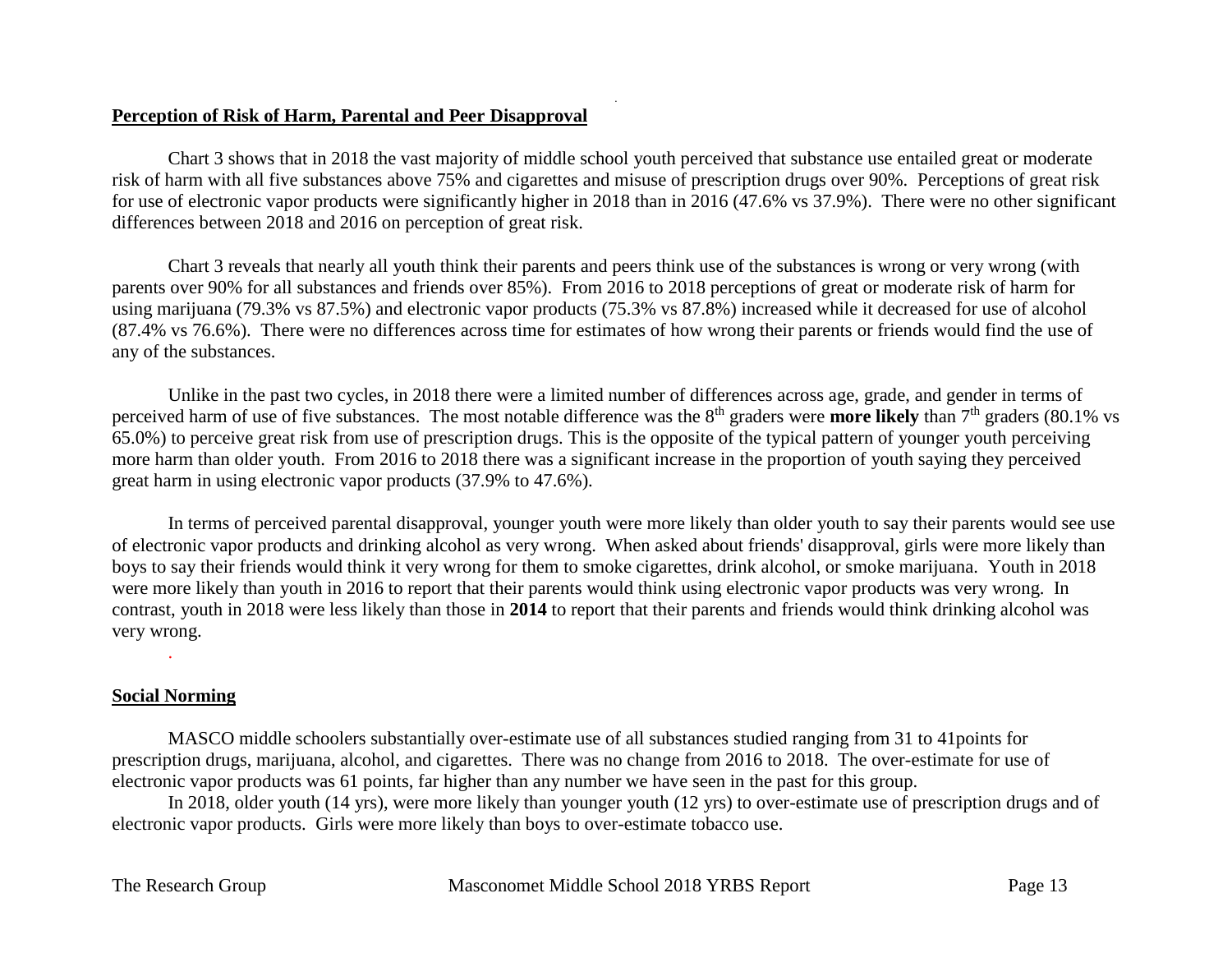## Perception of Risk of Harm, Parental and Peer Disapproval

Chart 3 shows that in 2018 the vast majority of middle school youth perceived that substance use entailed great or moderate risk of harm with all five substances above 75% and cigarettes and misuse of prescription drugs over 90%. Perceptions of great risk for use of electronic vapor products were significantly higher in 2018 than in 2016 (47.6% vs 37.9%). There were no other significant differences between 2018 and 2016 on perception of great risk.

Chart 3 reveals that nearly all youth think their parents and peers think use of the substances is wrong or very wrong (with parents over 90% for all substances and friends over 85%). From 2016 to 2018 perceptions of great or moderate risk of harm for using marijuana (79.3% vs 87.5%) and electronic vapor products (75.3% vs 87.8%) increased while it decreased for use of alcohol (87.4% vs 76.6%). There were no differences across time for estimates of how wrong their parents or friends would find the use of any of the substances.

Unlike in the past two cycles, in 2018 there were a limited number of differences across age, grade, and gender in terms of perceived harm of use of five substances. The most notable difference was the 8th graders were **more likely** than 7th graders (80.1% vs 65.0%) to perceive great risk from use of prescription drugs. This is the opposite of the typical pattern of younger youth perceiving more harm than older youth. From 2016 to 2018 there was a significant increase in the proportion of youth saying they perceived great harm in using electronic vapor products (37.9% to 47.6%).

In terms of perceived parental disapproval, younger youth were more likely than older youth to say their parents would see use of electronic vapor products and drinking alcohol as very wrong. When asked about friends' disapproval, girls were more likely than boys to say their friends would think it very wrong for them to smoke cigarettes, drink alcohol, or smoke marijuana. Youth in 2018 were more likely than youth in 2016 to report that their parents would think using electronic vapor products was very wrong. In contrast, youth in 2018 were less likely than those in **2014** to report that their parents and friends would think drinking alcohol was very wrong.

## Social Norming

MASCO middle schoolers substantially over-estimate use of all substances studied ranging from 31 to 41points for prescription drugs, marijuana, alcohol, and cigarettes. There was no change from 2016 to 2018. The over-estimate for use of electronic vapor products was 61 points, far higher than any number we have seen in the past for this group.

In 2018, older youth (14 yrs), were more likely than younger youth (12 yrs) to over-estimate use of prescription drugs and of electronic vapor products. Girls were more likely than boys to over-estimate tobacco use.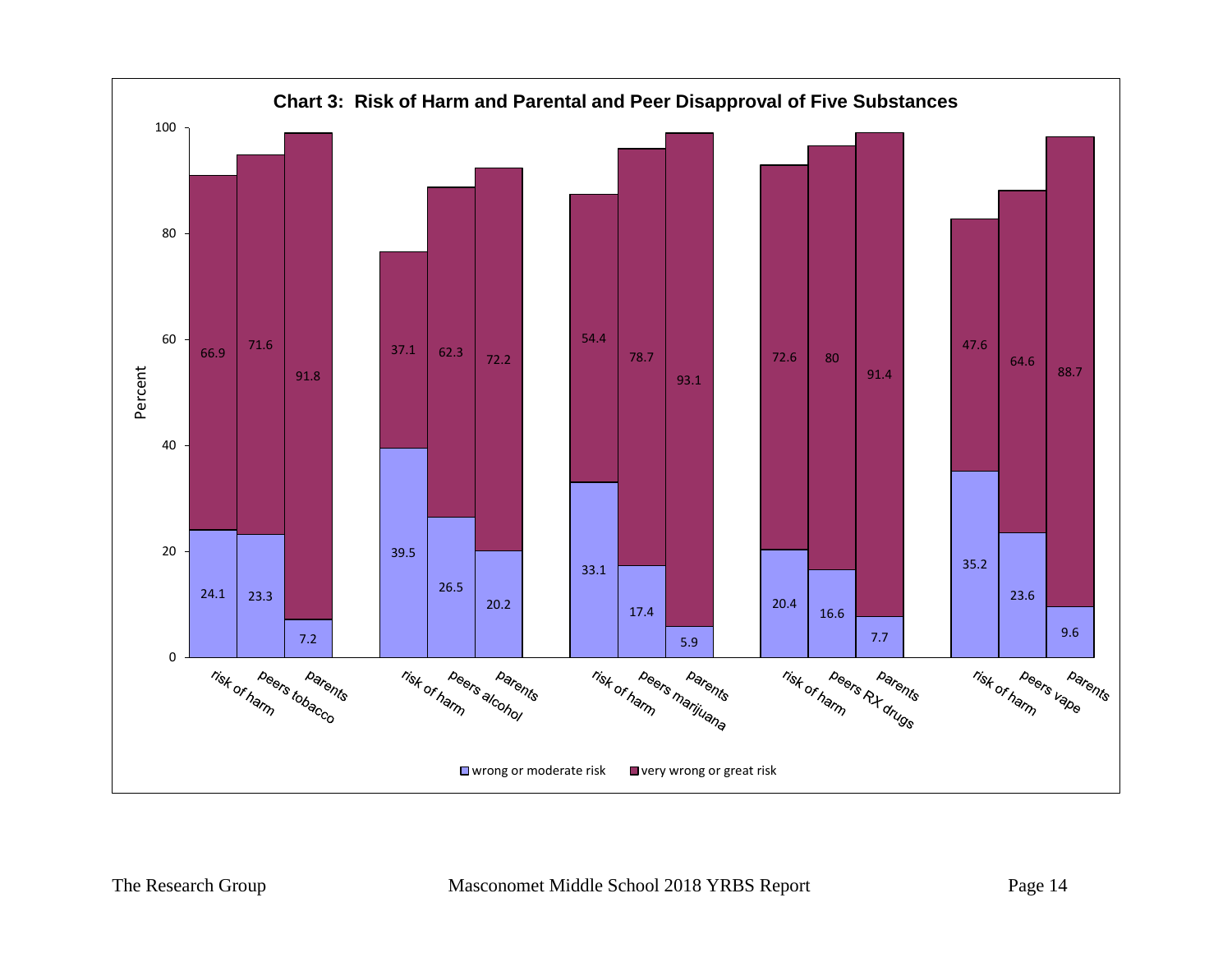**Chart 3: Risk of Harm and Parental and Peer Disapproval of Five Substances**

| Substance | Measure | wrong or moderate risk | very wrong or great risk |
|---|---|---|---|
| Tobacco | risk of harm | 24.1 | 66.9 |
| Tobacco | peers | 23.3 | 71.6 |
| Tobacco | parents | 7.2 | 91.8 |
| Alcohol | risk of harm | 39.5 | 37.1 |
| Alcohol | peers | 26.5 | 62.3 |
| Alcohol | parents | 20.2 | 72.2 |
| Marijuana | risk of harm | 33.1 | 54.4 |
| Marijuana | peers | 17.4 | 78.7 |
| Marijuana | parents | 5.9 | 93.1 |
| RX drugs | risk of harm | 20.4 | 72.6 |
| RX drugs | peers | 16.6 | 80 |
| RX drugs | parents | 7.7 | 91.4 |
| Vape | risk of harm | 35.2 | 47.6 |
| Vape | peers | 23.6 | 64.6 |
| Vape | parents | 9.6 | 88.7 |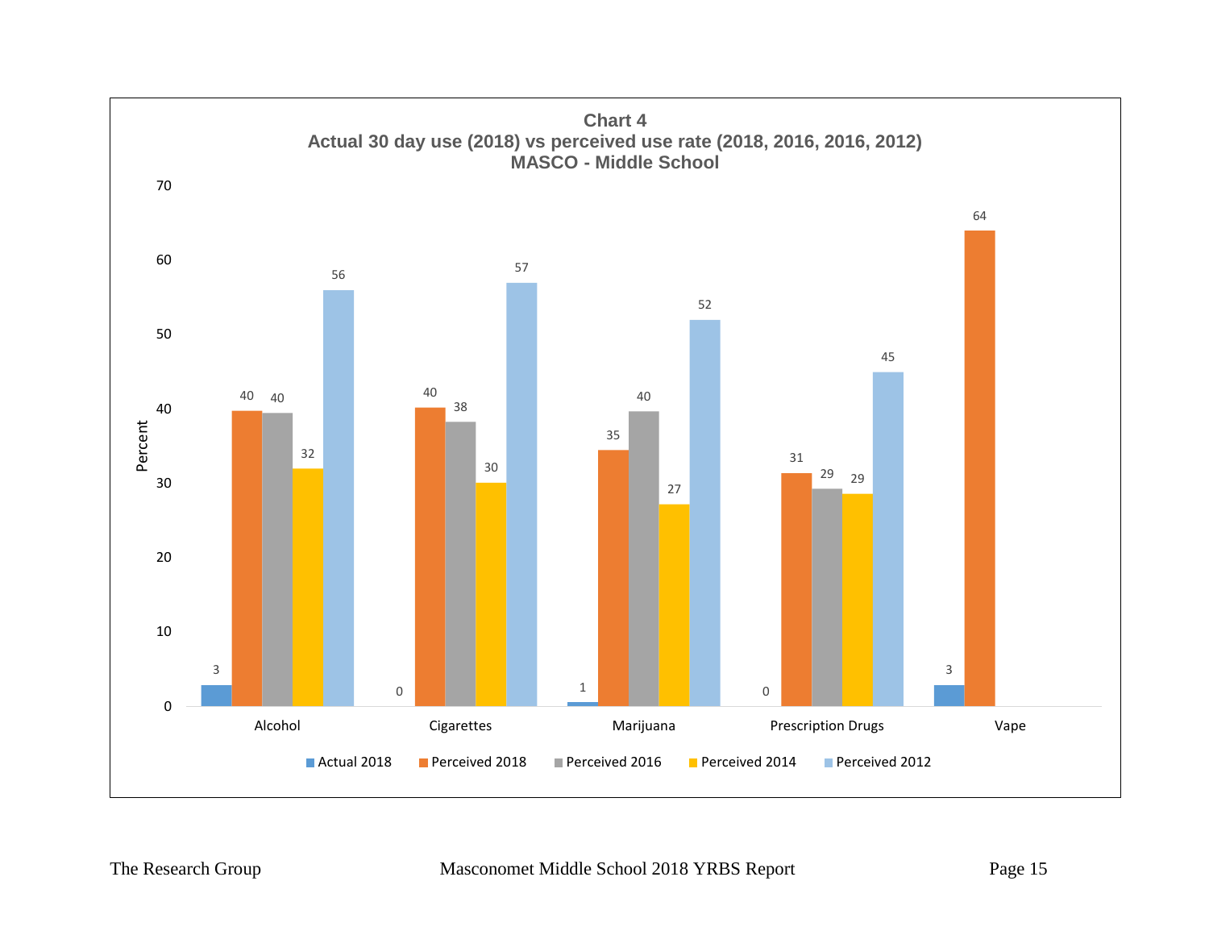**Chart 4**
**Actual 30 day use (2018) vs perceived use rate (2018, 2016, 2016, 2012)**
**MASCO - Middle School**

| | Actual 2018 | Perceived 2018 | Perceived 2016 | Perceived 2014 | Perceived 2012 |
|---|---|---|---|---|---|
| Alcohol | 3 | 40 | 40 | 32 | 56 |
| Cigarettes | 0 | 40 | 38 | 30 | 57 |
| Marijuana | 1 | 35 | 40 | 27 | 52 |
| Prescription Drugs | 0 | 31 | 29 | 29 | 45 |
| Vape | 3 | 64 | | | |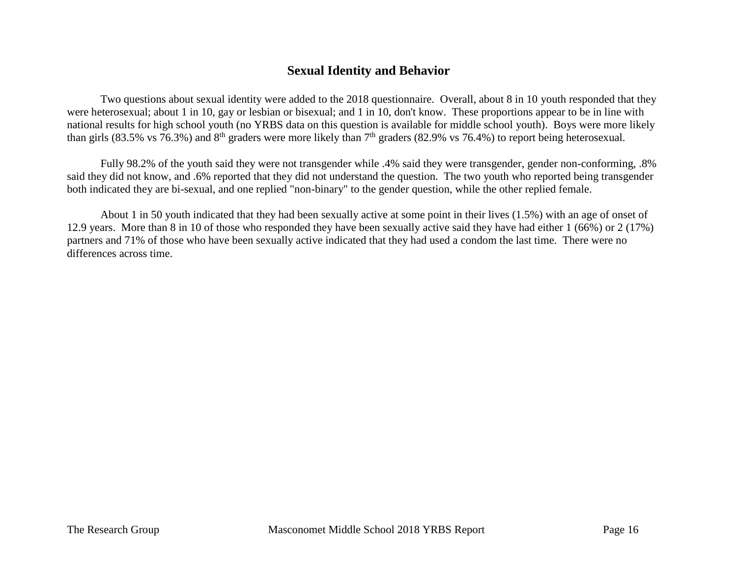## Sexual Identity and Behavior

Two questions about sexual identity were added to the 2018 questionnaire. Overall, about 8 in 10 youth responded that they were heterosexual; about 1 in 10, gay or lesbian or bisexual; and 1 in 10, don't know. These proportions appear to be in line with national results for high school youth (no YRBS data on this question is available for middle school youth). Boys were more likely than girls (83.5% vs 76.3%) and 8th graders were more likely than 7th graders (82.9% vs 76.4%) to report being heterosexual.

Fully 98.2% of the youth said they were not transgender while .4% said they were transgender, gender non-conforming, .8% said they did not know, and .6% reported that they did not understand the question. The two youth who reported being transgender both indicated they are bi-sexual, and one replied "non-binary" to the gender question, while the other replied female.

About 1 in 50 youth indicated that they had been sexually active at some point in their lives (1.5%) with an age of onset of 12.9 years. More than 8 in 10 of those who responded they have been sexually active said they have had either 1 (66%) or 2 (17%) partners and 71% of those who have been sexually active indicated that they had used a condom the last time. There were no differences across time.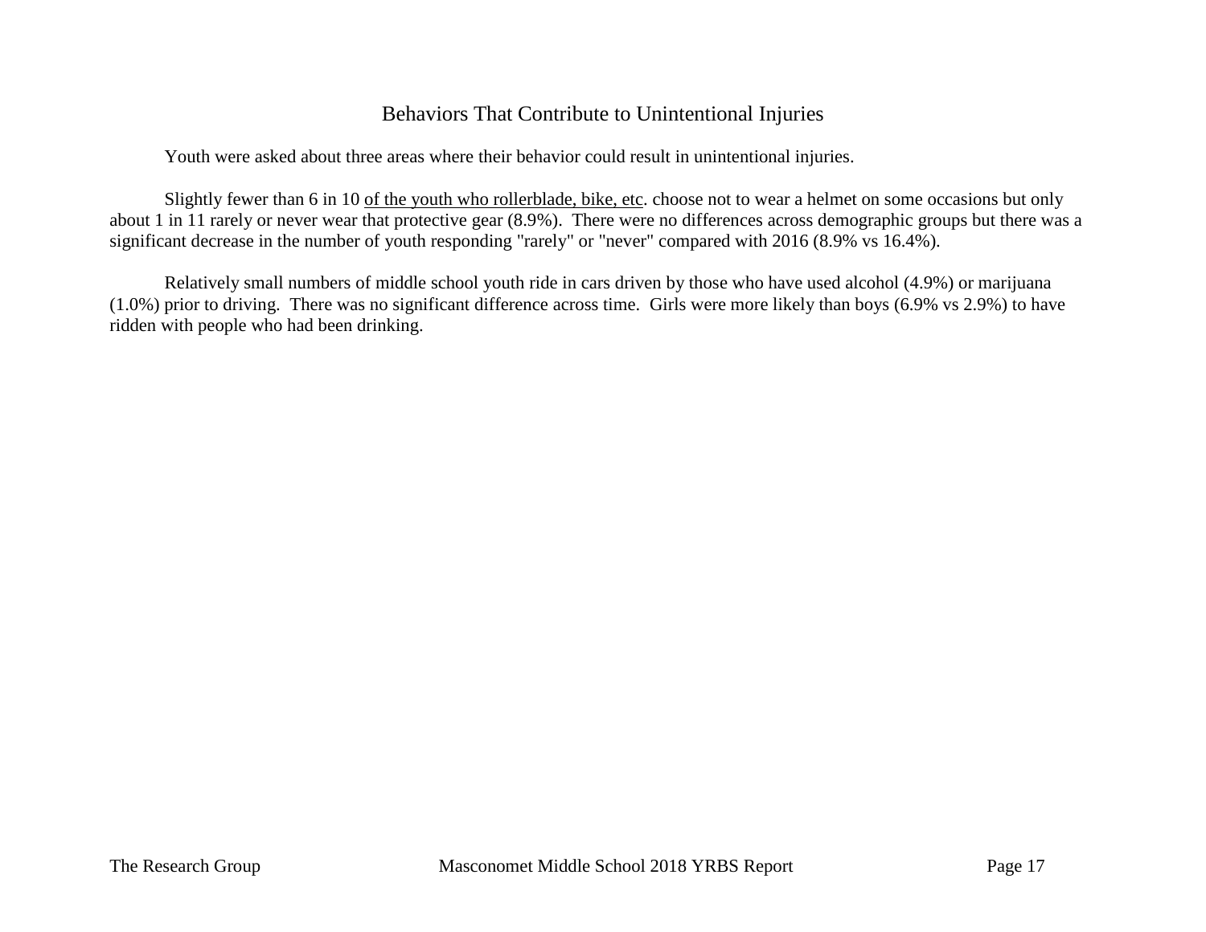## Behaviors That Contribute to Unintentional Injuries

Youth were asked about three areas where their behavior could result in unintentional injuries.

Slightly fewer than 6 in 10 <u>of the youth who rollerblade, bike, etc</u>. choose not to wear a helmet on some occasions but only about 1 in 11 rarely or never wear that protective gear (8.9%). There were no differences across demographic groups but there was a significant decrease in the number of youth responding "rarely" or "never" compared with 2016 (8.9% vs 16.4%).

Relatively small numbers of middle school youth ride in cars driven by those who have used alcohol (4.9%) or marijuana (1.0%) prior to driving. There was no significant difference across time. Girls were more likely than boys (6.9% vs 2.9%) to have ridden with people who had been drinking.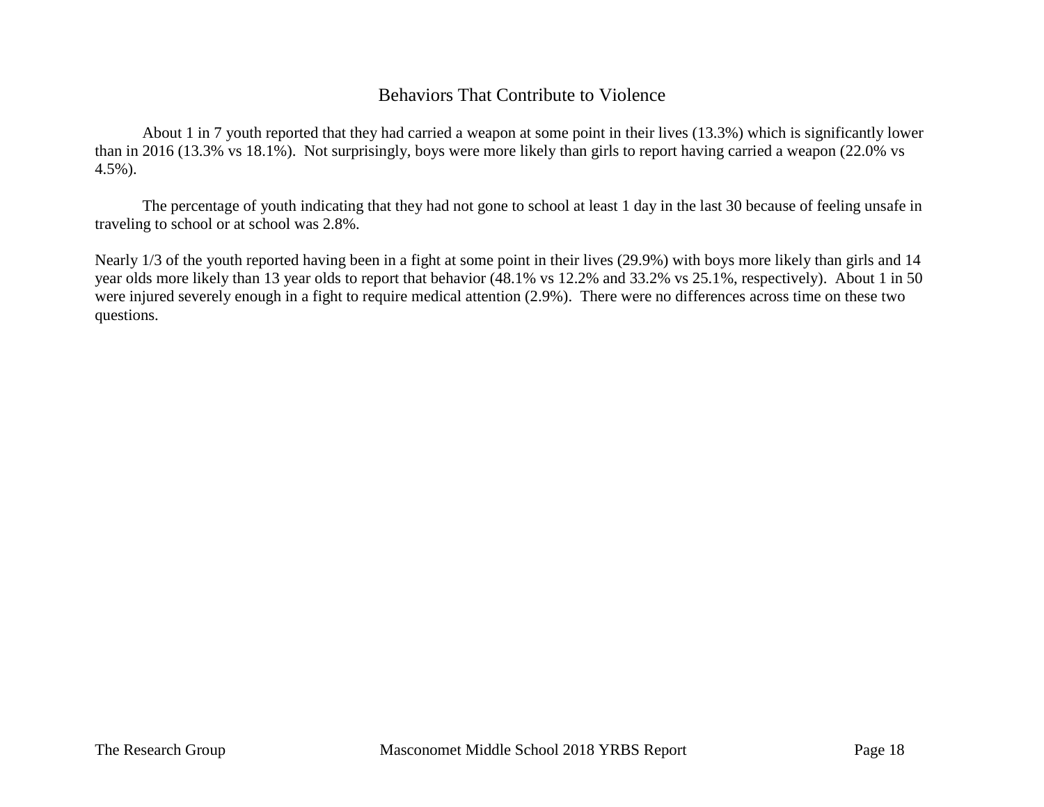## Behaviors That Contribute to Violence

About 1 in 7 youth reported that they had carried a weapon at some point in their lives (13.3%) which is significantly lower than in 2016 (13.3% vs 18.1%). Not surprisingly, boys were more likely than girls to report having carried a weapon (22.0% vs 4.5%).

The percentage of youth indicating that they had not gone to school at least 1 day in the last 30 because of feeling unsafe in traveling to school or at school was 2.8%.

Nearly 1/3 of the youth reported having been in a fight at some point in their lives (29.9%) with boys more likely than girls and 14 year olds more likely than 13 year olds to report that behavior (48.1% vs 12.2% and 33.2% vs 25.1%, respectively). About 1 in 50 were injured severely enough in a fight to require medical attention (2.9%). There were no differences across time on these two questions.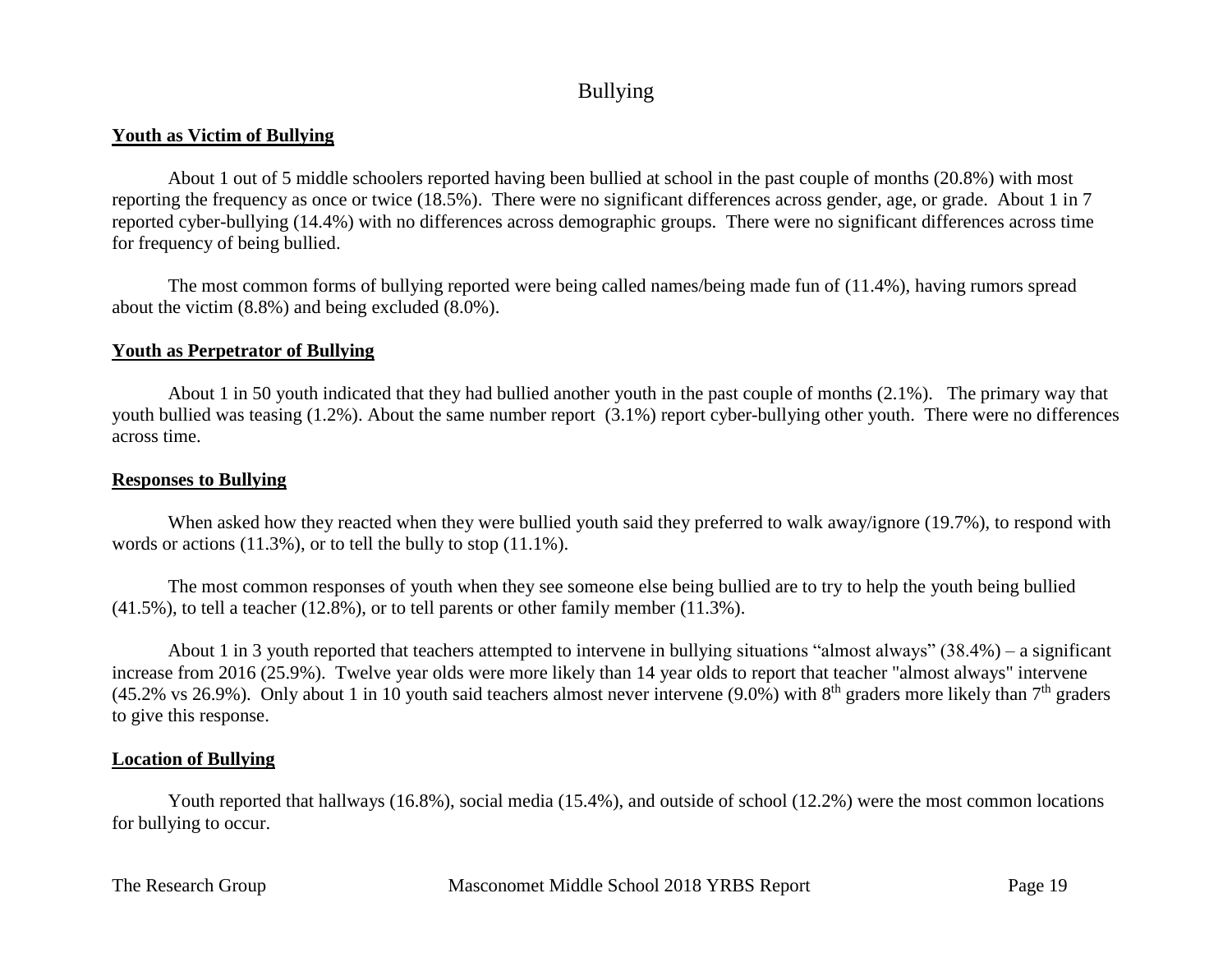# Bullying

**Youth as Victim of Bullying**

About 1 out of 5 middle schoolers reported having been bullied at school in the past couple of months (20.8%) with most reporting the frequency as once or twice (18.5%). There were no significant differences across gender, age, or grade. About 1 in 7 reported cyber-bullying (14.4%) with no differences across demographic groups. There were no significant differences across time for frequency of being bullied.

The most common forms of bullying reported were being called names/being made fun of (11.4%), having rumors spread about the victim (8.8%) and being excluded (8.0%).

**Youth as Perpetrator of Bullying**

About 1 in 50 youth indicated that they had bullied another youth in the past couple of months (2.1%). The primary way that youth bullied was teasing (1.2%). About the same number report (3.1%) report cyber-bullying other youth. There were no differences across time.

**Responses to Bullying**

When asked how they reacted when they were bullied youth said they preferred to walk away/ignore (19.7%), to respond with words or actions (11.3%), or to tell the bully to stop (11.1%).

The most common responses of youth when they see someone else being bullied are to try to help the youth being bullied (41.5%), to tell a teacher (12.8%), or to tell parents or other family member (11.3%).

About 1 in 3 youth reported that teachers attempted to intervene in bullying situations "almost always" (38.4%) – a significant increase from 2016 (25.9%). Twelve year olds were more likely than 14 year olds to report that teacher "almost always" intervene (45.2% vs 26.9%). Only about 1 in 10 youth said teachers almost never intervene (9.0%) with 8th graders more likely than 7th graders to give this response.

**Location of Bullying**

Youth reported that hallways (16.8%), social media (15.4%), and outside of school (12.2%) were the most common locations for bullying to occur.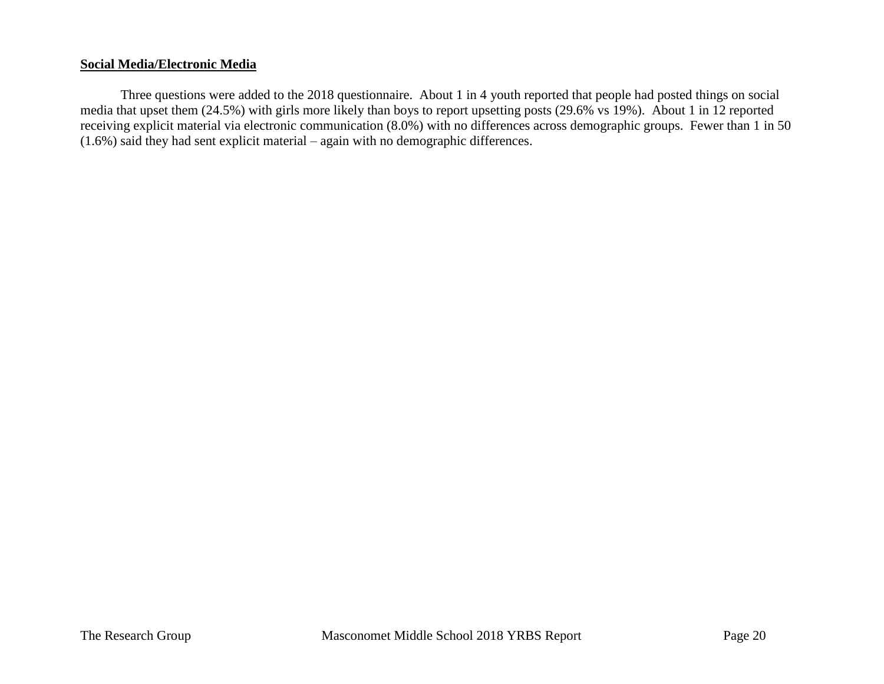**Social Media/Electronic Media**

Three questions were added to the 2018 questionnaire. About 1 in 4 youth reported that people had posted things on social media that upset them (24.5%) with girls more likely than boys to report upsetting posts (29.6% vs 19%). About 1 in 12 reported receiving explicit material via electronic communication (8.0%) with no differences across demographic groups. Fewer than 1 in 50 (1.6%) said they had sent explicit material – again with no demographic differences.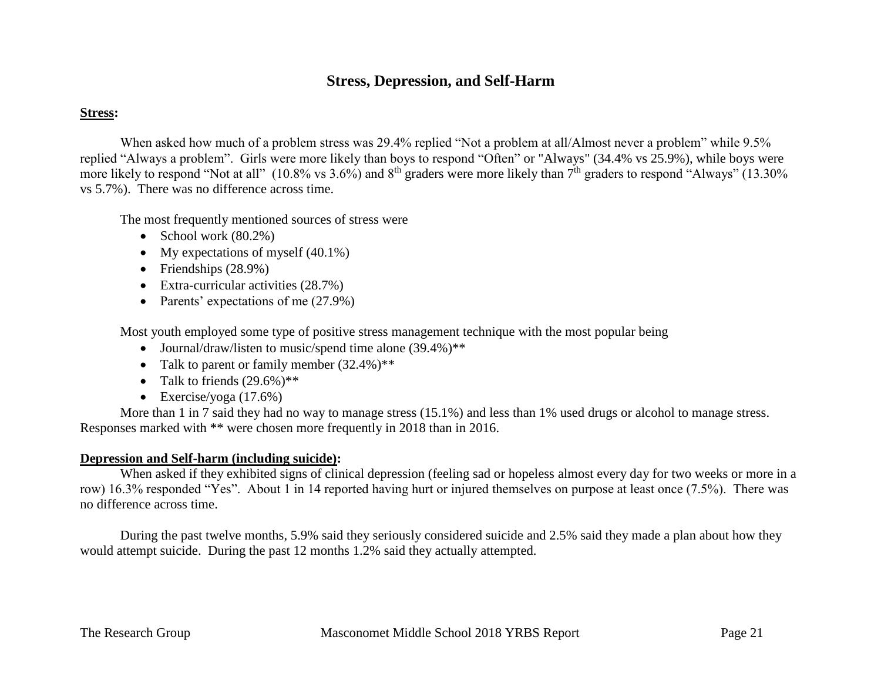# Stress, Depression, and Self-Harm

**Stress:**

When asked how much of a problem stress was 29.4% replied "Not a problem at all/Almost never a problem" while 9.5% replied "Always a problem". Girls were more likely than boys to respond "Often" or "Always" (34.4% vs 25.9%), while boys were more likely to respond "Not at all" (10.8% vs 3.6%) and 8th graders were more likely than 7th graders to respond "Always" (13.30% vs 5.7%). There was no difference across time.

The most frequently mentioned sources of stress were

- School work (80.2%)
- My expectations of myself (40.1%)
- Friendships (28.9%)
- Extra-curricular activities (28.7%)
- Parents' expectations of me (27.9%)

Most youth employed some type of positive stress management technique with the most popular being

- Journal/draw/listen to music/spend time alone (39.4%)**
- Talk to parent or family member (32.4%)**
- Talk to friends (29.6%)**
- Exercise/yoga (17.6%)

More than 1 in 7 said they had no way to manage stress (15.1%) and less than 1% used drugs or alcohol to manage stress. Responses marked with ** were chosen more frequently in 2018 than in 2016.

**Depression and Self-harm (including suicide):**

When asked if they exhibited signs of clinical depression (feeling sad or hopeless almost every day for two weeks or more in a row) 16.3% responded "Yes". About 1 in 14 reported having hurt or injured themselves on purpose at least once (7.5%). There was no difference across time.

During the past twelve months, 5.9% said they seriously considered suicide and 2.5% said they made a plan about how they would attempt suicide. During the past 12 months 1.2% said they actually attempted.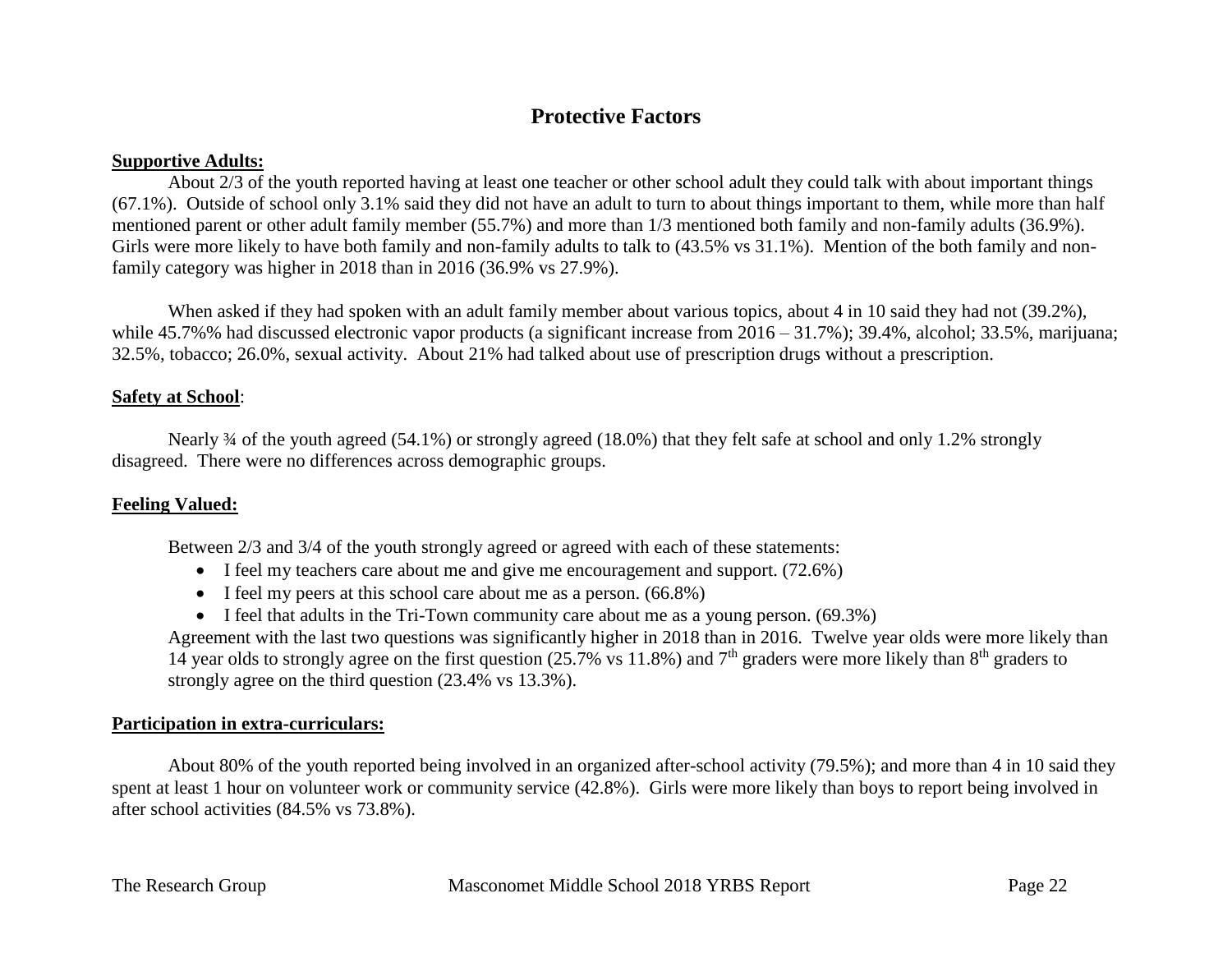# Protective Factors

**Supportive Adults:**

About 2/3 of the youth reported having at least one teacher or other school adult they could talk with about important things (67.1%). Outside of school only 3.1% said they did not have an adult to turn to about things important to them, while more than half mentioned parent or other adult family member (55.7%) and more than 1/3 mentioned both family and non-family adults (36.9%). Girls were more likely to have both family and non-family adults to talk to (43.5% vs 31.1%). Mention of the both family and non-family category was higher in 2018 than in 2016 (36.9% vs 27.9%).

When asked if they had spoken with an adult family member about various topics, about 4 in 10 said they had not (39.2%), while 45.7%% had discussed electronic vapor products (a significant increase from 2016 – 31.7%); 39.4%, alcohol; 33.5%, marijuana; 32.5%, tobacco; 26.0%, sexual activity. About 21% had talked about use of prescription drugs without a prescription.

**Safety at School**:

Nearly ¾ of the youth agreed (54.1%) or strongly agreed (18.0%) that they felt safe at school and only 1.2% strongly disagreed. There were no differences across demographic groups.

**Feeling Valued:**

Between 2/3 and 3/4 of the youth strongly agreed or agreed with each of these statements:

- I feel my teachers care about me and give me encouragement and support. (72.6%)
- I feel my peers at this school care about me as a person. (66.8%)
- I feel that adults in the Tri-Town community care about me as a young person. (69.3%)

Agreement with the last two questions was significantly higher in 2018 than in 2016. Twelve year olds were more likely than 14 year olds to strongly agree on the first question (25.7% vs 11.8%) and 7th graders were more likely than 8th graders to strongly agree on the third question (23.4% vs 13.3%).

**Participation in extra-curriculars:**

About 80% of the youth reported being involved in an organized after-school activity (79.5%); and more than 4 in 10 said they spent at least 1 hour on volunteer work or community service (42.8%). Girls were more likely than boys to report being involved in after school activities (84.5% vs 73.8%).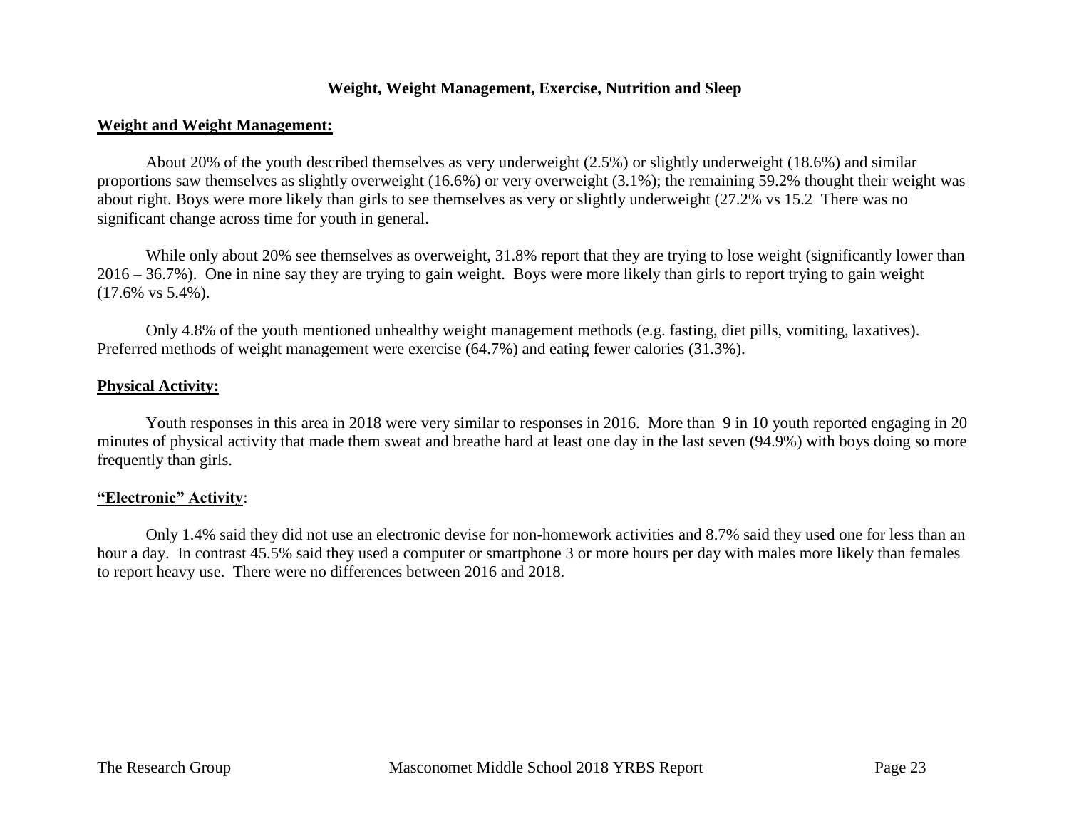# Weight, Weight Management, Exercise, Nutrition and Sleep

## Weight and Weight Management:

About 20% of the youth described themselves as very underweight (2.5%) or slightly underweight (18.6%) and similar proportions saw themselves as slightly overweight (16.6%) or very overweight (3.1%); the remaining 59.2% thought their weight was about right. Boys were more likely than girls to see themselves as very or slightly underweight (27.2% vs 15.2  There was no significant change across time for youth in general.

While only about 20% see themselves as overweight, 31.8% report that they are trying to lose weight (significantly lower than 2016 – 36.7%).  One in nine say they are trying to gain weight.  Boys were more likely than girls to report trying to gain weight (17.6% vs 5.4%).

Only 4.8% of the youth mentioned unhealthy weight management methods (e.g. fasting, diet pills, vomiting, laxatives). Preferred methods of weight management were exercise (64.7%) and eating fewer calories (31.3%).

## Physical Activity:

Youth responses in this area in 2018 were very similar to responses in 2016.  More than  9 in 10 youth reported engaging in 20 minutes of physical activity that made them sweat and breathe hard at least one day in the last seven (94.9%) with boys doing so more frequently than girls.

## "Electronic" Activity:

Only 1.4% said they did not use an electronic devise for non-homework activities and 8.7% said they used one for less than an hour a day.  In contrast 45.5% said they used a computer or smartphone 3 or more hours per day with males more likely than females to report heavy use.  There were no differences between 2016 and 2018.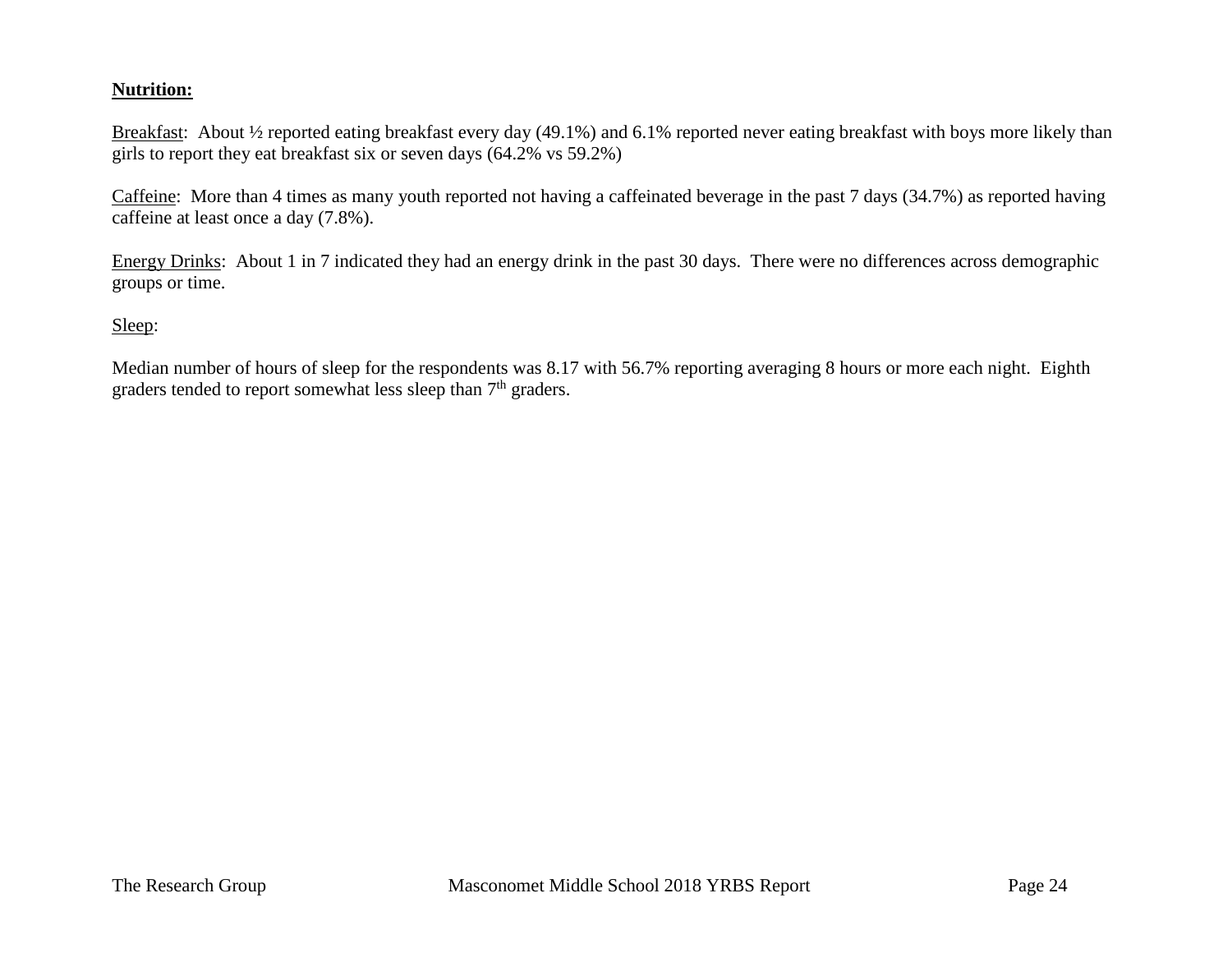**Nutrition:**

Breakfast: About ½ reported eating breakfast every day (49.1%) and 6.1% reported never eating breakfast with boys more likely than girls to report they eat breakfast six or seven days (64.2% vs 59.2%)

Caffeine: More than 4 times as many youth reported not having a caffeinated beverage in the past 7 days (34.7%) as reported having caffeine at least once a day (7.8%).

Energy Drinks: About 1 in 7 indicated they had an energy drink in the past 30 days. There were no differences across demographic groups or time.

Sleep:

Median number of hours of sleep for the respondents was 8.17 with 56.7% reporting averaging 8 hours or more each night. Eighth graders tended to report somewhat less sleep than 7th graders.